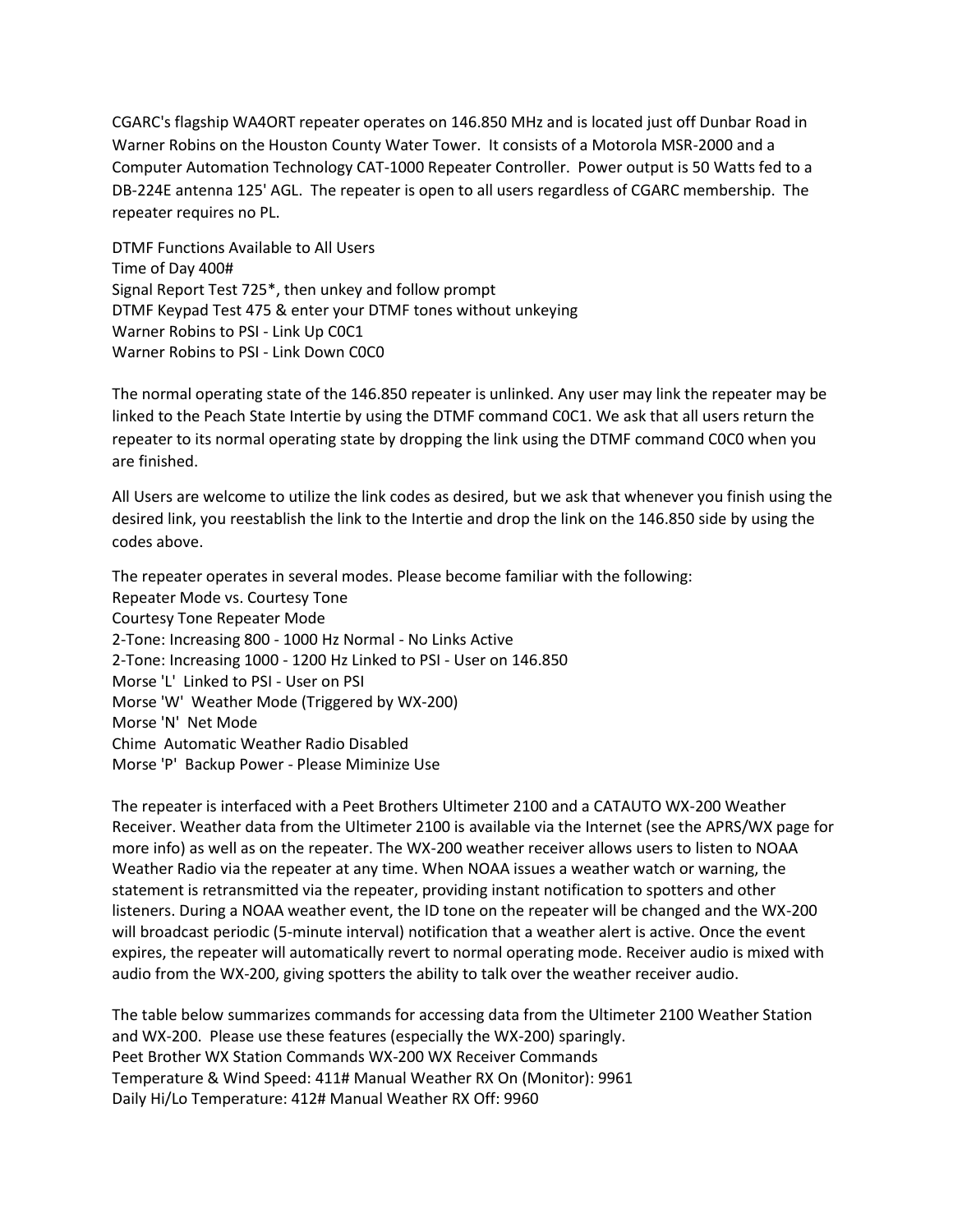CGARC's flagship WA4ORT repeater operates on 146.850 MHz and is located just off Dunbar Road in Warner Robins on the Houston County Water Tower. It consists of a Motorola MSR-2000 and a Computer Automation Technology CAT-1000 Repeater Controller. Power output is 50 Watts fed to a DB-224E antenna 125' AGL. The repeater is open to all users regardless of CGARC membership. The repeater requires no PL.

DTMF Functions Available to All Users
Time of Day 400#
Signal Report Test 725*, then unkey and follow prompt
DTMF Keypad Test 475 & enter your DTMF tones without unkeying
Warner Robins to PSI - Link Up C0C1
Warner Robins to PSI - Link Down C0C0

The normal operating state of the 146.850 repeater is unlinked. Any user may link the repeater may be linked to the Peach State Intertie by using the DTMF command C0C1. We ask that all users return the repeater to its normal operating state by dropping the link using the DTMF command C0C0 when you are finished.

All Users are welcome to utilize the link codes as desired, but we ask that whenever you finish using the desired link, you reestablish the link to the Intertie and drop the link on the 146.850 side by using the codes above.

The repeater operates in several modes. Please become familiar with the following:
Repeater Mode vs. Courtesy Tone
Courtesy Tone Repeater Mode
2-Tone: Increasing 800 - 1000 Hz Normal - No Links Active
2-Tone: Increasing 1000 - 1200 Hz Linked to PSI - User on 146.850
Morse 'L' Linked to PSI - User on PSI
Morse 'W' Weather Mode (Triggered by WX-200)
Morse 'N' Net Mode
Chime Automatic Weather Radio Disabled
Morse 'P' Backup Power - Please Miminize Use

The repeater is interfaced with a Peet Brothers Ultimeter 2100 and a CATAUTO WX-200 Weather Receiver. Weather data from the Ultimeter 2100 is available via the Internet (see the APRS/WX page for more info) as well as on the repeater. The WX-200 weather receiver allows users to listen to NOAA Weather Radio via the repeater at any time. When NOAA issues a weather watch or warning, the statement is retransmitted via the repeater, providing instant notification to spotters and other listeners. During a NOAA weather event, the ID tone on the repeater will be changed and the WX-200 will broadcast periodic (5-minute interval) notification that a weather alert is active. Once the event expires, the repeater will automatically revert to normal operating mode. Receiver audio is mixed with audio from the WX-200, giving spotters the ability to talk over the weather receiver audio.

The table below summarizes commands for accessing data from the Ultimeter 2100 Weather Station and WX-200. Please use these features (especially the WX-200) sparingly.
Peet Brother WX Station Commands WX-200 WX Receiver Commands
Temperature & Wind Speed: 411# Manual Weather RX On (Monitor): 9961
Daily Hi/Lo Temperature: 412# Manual Weather RX Off: 9960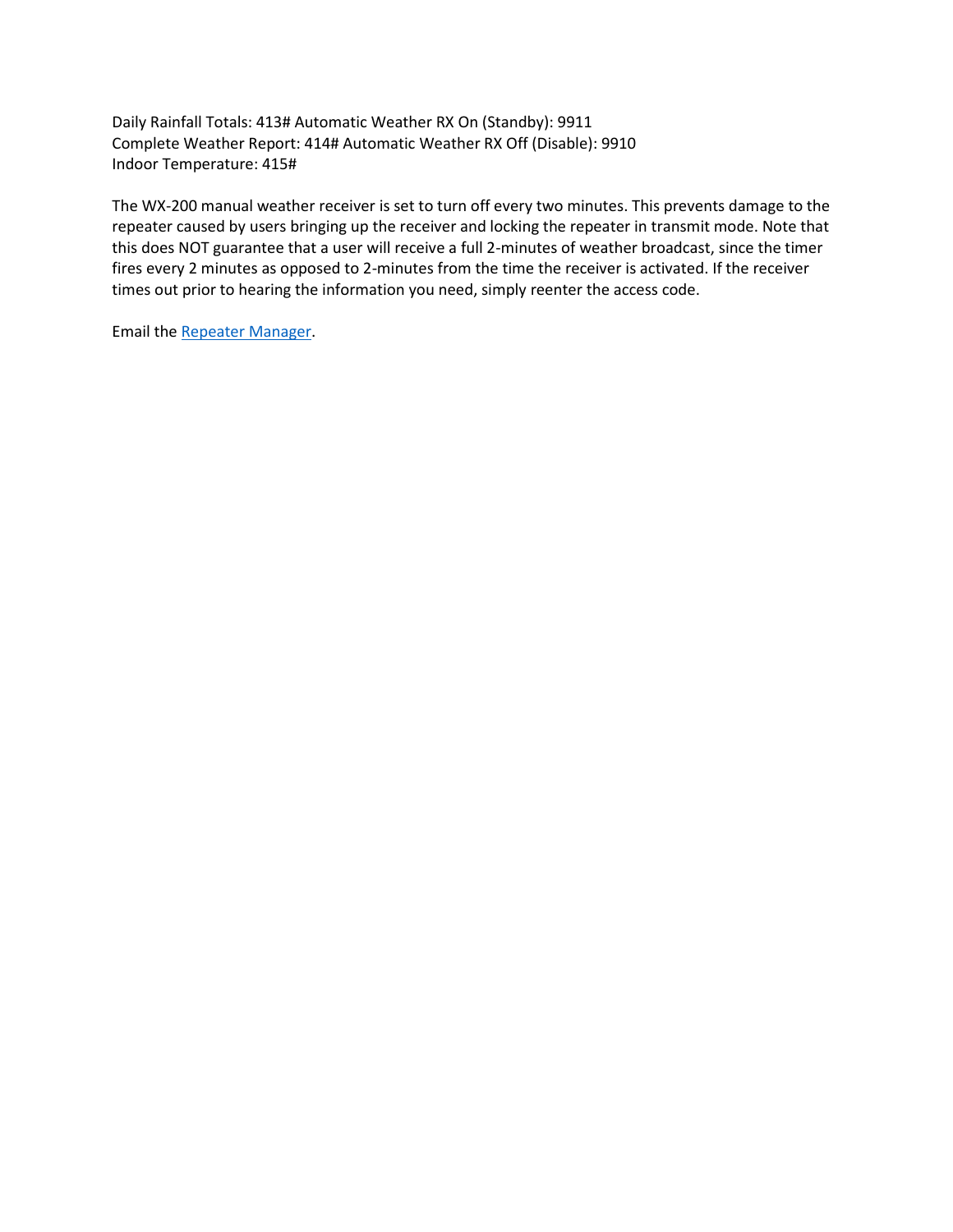Daily Rainfall Totals: 413# Automatic Weather RX On (Standby): 9911
Complete Weather Report: 414# Automatic Weather RX Off (Disable): 9910
Indoor Temperature: 415#

The WX-200 manual weather receiver is set to turn off every two minutes. This prevents damage to the repeater caused by users bringing up the receiver and locking the repeater in transmit mode. Note that this does NOT guarantee that a user will receive a full 2-minutes of weather broadcast, since the timer fires every 2 minutes as opposed to 2-minutes from the time the receiver is activated. If the receiver times out prior to hearing the information you need, simply reenter the access code.

Email the Repeater Manager.